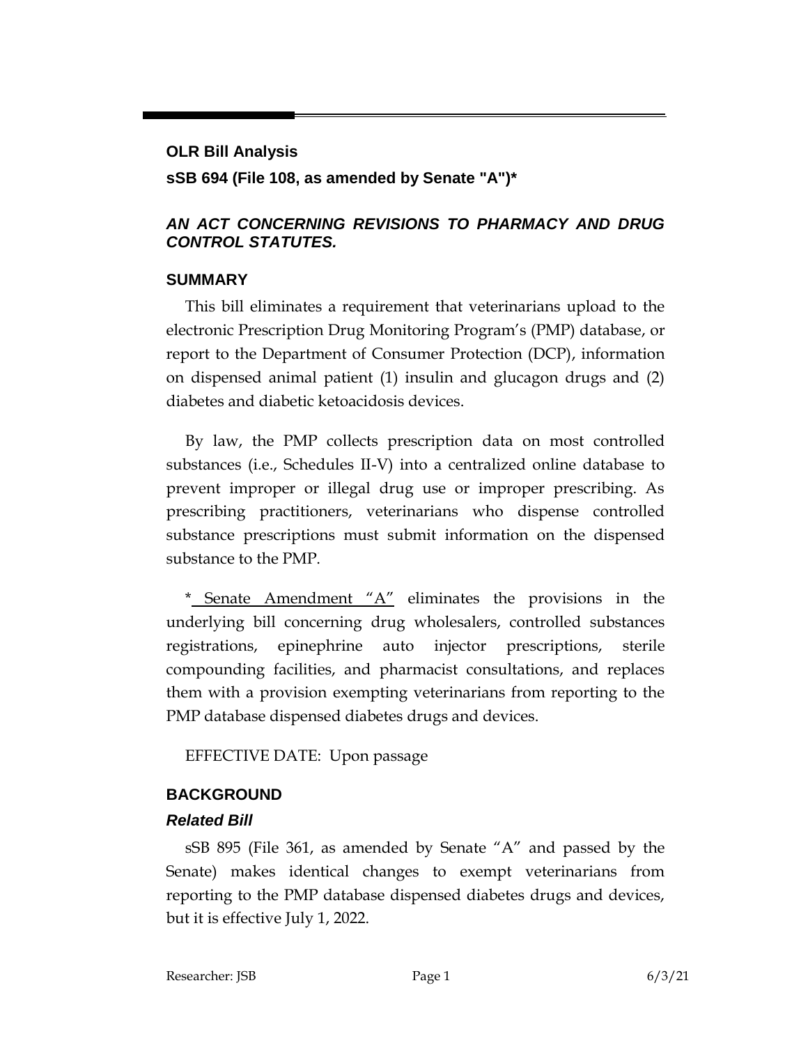**OLR Bill Analysis**

**sSB 694 (File 108, as amended by Senate "A")***

***AN ACT CONCERNING REVISIONS TO PHARMACY AND DRUG CONTROL STATUTES.***

## SUMMARY

This bill eliminates a requirement that veterinarians upload to the electronic Prescription Drug Monitoring Program's (PMP) database, or report to the Department of Consumer Protection (DCP), information on dispensed animal patient (1) insulin and glucagon drugs and (2) diabetes and diabetic ketoacidosis devices.

By law, the PMP collects prescription data on most controlled substances (i.e., Schedules II-V) into a centralized online database to prevent improper or illegal drug use or improper prescribing. As prescribing practitioners, veterinarians who dispense controlled substance prescriptions must submit information on the dispensed substance to the PMP.

*<u>Senate Amendment "A"</u> eliminates the provisions in the underlying bill concerning drug wholesalers, controlled substances registrations, epinephrine auto injector prescriptions, sterile compounding facilities, and pharmacist consultations, and replaces them with a provision exempting veterinarians from reporting to the PMP database dispensed diabetes drugs and devices.

EFFECTIVE DATE: Upon passage

## BACKGROUND

### *Related Bill*

sSB 895 (File 361, as amended by Senate "A" and passed by the Senate) makes identical changes to exempt veterinarians from reporting to the PMP database dispensed diabetes drugs and devices, but it is effective July 1, 2022.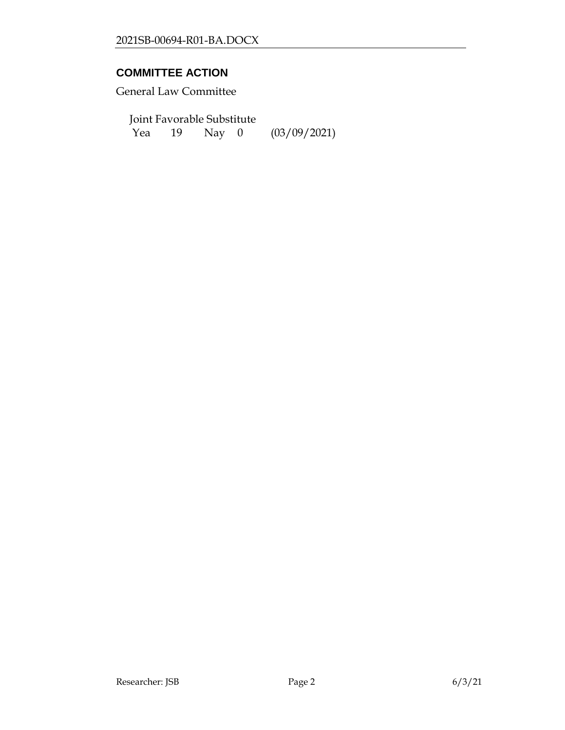## COMMITTEE ACTION

General Law Committee

| | | | | |
|---|---|---|---|---|
| Joint Favorable Substitute | | | | |
| Yea | 19 | Nay | 0 | (03/09/2021) |